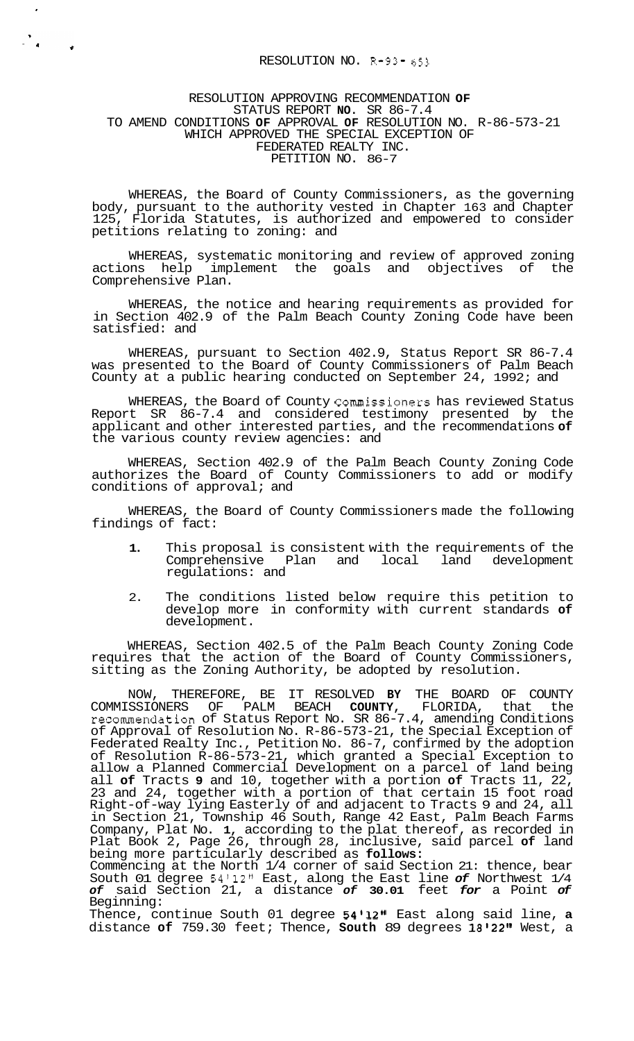RESOLUTION NO. R-93-653

RESOLUTION APPROVING RECOMMENDATION **OF** STATUS REPORT **NO.** SR 86-7.4 TO AMEND CONDITIONS **OF** APPROVAL **OF** RESOLUTION NO. R-86-573-21 WHICH APPROVED THE SPECIAL EXCEPTION OF FEDERATED REALTY INC. PETITION NO. 86-7

WHEREAS, the Board of County Commissioners, as the governing body, pursuant to the authority vested in Chapter 163 and Chapter 125, Florida Statutes, is authorized and empowered to consider petitions relating to zoning: and

WHEREAS, systematic monitoring and review of approved zoning actions help implement the goals and objectives of the Comprehensive Plan.

WHEREAS, the notice and hearing requirements as provided for in Section 402.9 of the Palm Beach County Zoning Code have been satisfied: and

WHEREAS, pursuant to Section 402.9, Status Report SR 86-7.4 was presented to the Board of County Commissioners of Palm Beach County at a public hearing conducted on September 24, 1992; and

WHEREAS, the Board of County Commissioners has reviewed Status Report SR 86-7.4 and considered testimony presented by the applicant and other interested parties, and the recommendations **of** the various county review agencies: and

WHEREAS, Section 402.9 of the Palm Beach County Zoning Code authorizes the Board of County Commissioners to add or modify conditions of approval; and

WHEREAS, the Board of County Commissioners made the following findings of fact:

1. This proposal is consistent with the requirements of the Comprehensive Plan and local land development regulations: and
2. The conditions listed below require this petition to develop more in conformity with current standards **of** development.

WHEREAS, Section 402.5 of the Palm Beach County Zoning Code requires that the action of the Board of County Commissioners, sitting as the Zoning Authority, be adopted by resolution.

NOW, THEREFORE, BE IT RESOLVED **BY** THE BOARD OF COUNTY COMMISSIONERS OF PALM BEACH **COUNTY**, FLORIDA, that the recommendation of Status Report No. SR 86-7.4, amending Conditions of Approval of Resolution No. R-86-573-21, the Special Exception of Federated Realty Inc., Petition No. 86-7, confirmed by the adoption of Resolution R-86-573-21, which granted a Special Exception to allow a Planned Commercial Development on a parcel of land being all **of** Tracts **9** and 10, together with a portion **of** Tracts 11, 22, 23 and 24, together with a portion of that certain 15 foot road Right-of-way lying Easterly of and adjacent to Tracts 9 and 24, all in Section 21, Township 46 South, Range 42 East, Palm Beach Farms Company, Plat No. **1**, according to the plat thereof, as recorded in Plat Book 2, Page 26, through 28, inclusive, said parcel **of** land being more particularly described as **follows:**
Commencing at the North 1/4 corner of said Section 21: thence, bear South 01 degree 54'12" East, along the East line *of* Northwest 1/4 *of* said Section 21, a distance *of* **30.01** feet *for* a Point *of* Beginning:
Thence, continue South 01 degree **54'12"** East along said line, **a** distance **of** 759.30 feet; Thence, **South** 89 degrees **18'22"** West, a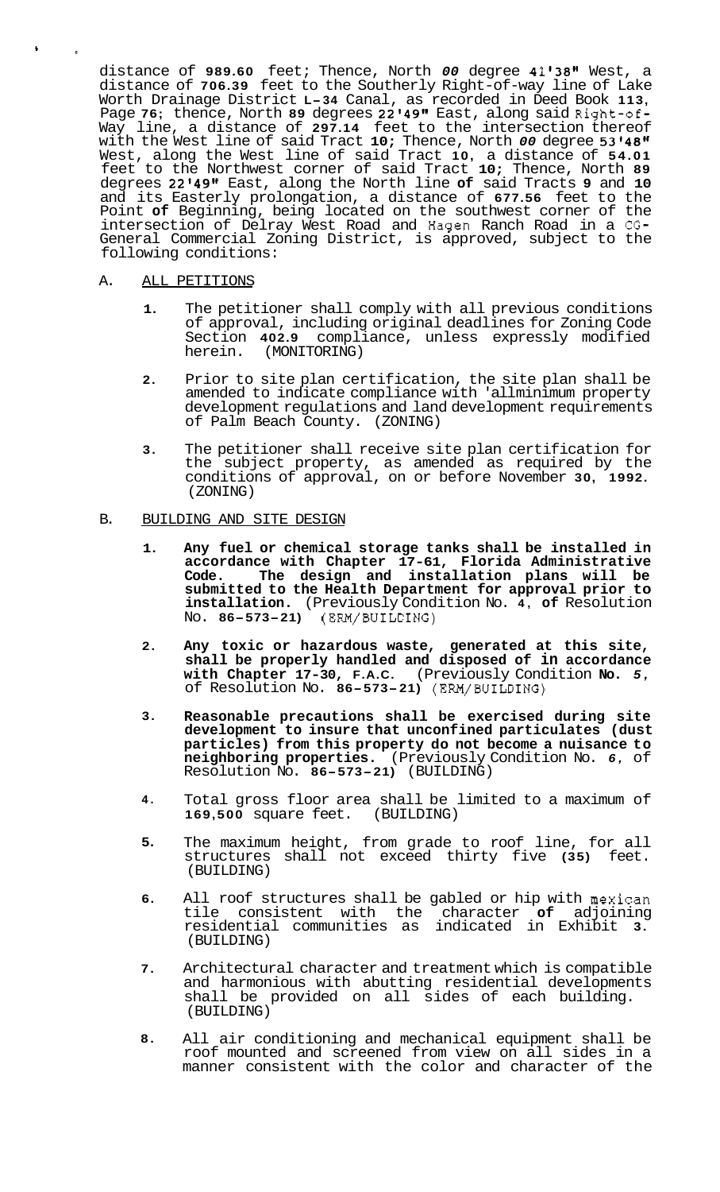distance of **989.60** feet; Thence, North *00* degree **41'38"** West, a distance of **706.39** feet to the Southerly Right-of-way line of Lake Worth Drainage District **L-34** Canal, as recorded in Deed Book **113**, Page **76**; thence, North **89** degrees **22'49"** East, along said Right-of-Way line, a distance of **297.14** feet to the intersection thereof with the West line of said Tract **10**; Thence, North *00* degree **53'48"** West, along the West line of said Tract **10**, a distance of **54.01** feet to the Northwest corner of said Tract **10**; Thence, North **89** degrees **22'49"** East, along the North line **of** said Tracts **9** and **10** and its Easterly prolongation, a distance of **677.56** feet to the Point **of** Beginning, being located on the southwest corner of the intersection of Delray West Road and Hagen Ranch Road in a CG-General Commercial Zoning District, is approved, subject to the following conditions:

A. ALL PETITIONS

**1.** The petitioner shall comply with all previous conditions of approval, including original deadlines for Zoning Code Section **402.9** compliance, unless expressly modified herein. (MONITORING)

**2.** Prior to site plan certification, the site plan shall be amended to indicate compliance with 'allminimum property development regulations and land development requirements of Palm Beach County. (ZONING)

**3.** The petitioner shall receive site plan certification for the subject property, as amended as required by the conditions of approval, on or before November **30**, **1992**. (ZONING)

B. BUILDING AND SITE DESIGN

**1.** **Any fuel or chemical storage tanks shall be installed in accordance with Chapter 17-61, Florida Administrative Code. The design and installation plans will be submitted to the Health Department for approval prior to installation.** (Previously Condition No. **4**, **of** Resolution No. **86-573-21)** (ERM/BUILDING)

**2.** **Any toxic or hazardous waste, generated at this site, shall be properly handled and disposed of in accordance with Chapter 17-30, F.A.C.** (Previously Condition **No. 5**, of Resolution No. **86-573-21)** (ERM/BUILDING)

**3.** **Reasonable precautions shall be exercised during site development to insure that unconfined particulates (dust particles) from this property do not become a nuisance to neighboring properties.** (Previously Condition No. *6*, of Resolution No. **86-573-21)** (BUILDING)

**4.** Total gross floor area shall be limited to a maximum of **169,500** square feet. (BUILDING)

**5.** The maximum height, from grade to roof line, for all structures shall not exceed thirty five **(35)** feet. (BUILDING)

**6.** All roof structures shall be gabled or hip with mexican tile consistent with the character **of** adjoining residential communities as indicated in Exhibit **3**. (BUILDING)

**7.** Architectural character and treatment which is compatible and harmonious with abutting residential developments shall be provided on all sides of each building. (BUILDING)

**8.** All air conditioning and mechanical equipment shall be roof mounted and screened from view on all sides in a manner consistent with the color and character of the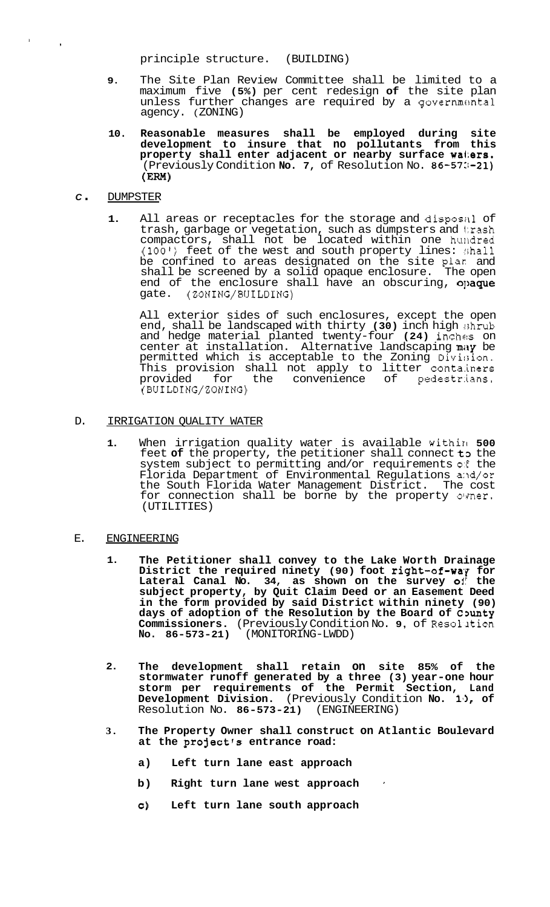principle structure. (BUILDING)

9. The Site Plan Review Committee shall be limited to a maximum five (5%) per cent redesign of the site plan unless further changes are required by a governmental agency. (ZONING)

10. **Reasonable measures shall be employed during site development to insure that no pollutants from this property shall enter adjacent or nearby surface waters.** (Previously Condition No. 7, of Resolution No. 86-573-21) (ERM)

C. <u>DUMPSTER</u>

1. All areas or receptacles for the storage and disposal of trash, garbage or vegetation, such as dumpsters and trash compactors, shall not be located within one hundred (100') feet of the west and south property lines: shall be confined to areas designated on the site plan and shall be screened by a solid opaque enclosure. The open end of the enclosure shall have an obscuring, opaque gate. (ZONING/BUILDING)

   All exterior sides of such enclosures, except the open end, shall be landscaped with thirty (30) inch high shrub and hedge material planted twenty-four (24) inches on center at installation. Alternative landscaping may be permitted which is acceptable to the Zoning Division. This provision shall not apply to litter containers provided for the convenience of pedestrians. (BUILDING/ZONING)

D. <u>IRRIGATION QUALITY WATER</u>

1. When irrigation quality water is available within 500 feet of the property, the petitioner shall connect to the system subject to permitting and/or requirements of the Florida Department of Environmental Regulations and/or the South Florida Water Management District. The cost for connection shall be borne by the property owner. (UTILITIES)

E. <u>ENGINEERING</u>

1. **The Petitioner shall convey to the Lake Worth Drainage District the required ninety (90) foot right-of-way for Lateral Canal No. 34, as shown on the survey of the subject property, by Quit Claim Deed or an Easement Deed in the form provided by said District within ninety (90) days of adoption of the Resolution by the Board of County Commissioners.** (Previously Condition No. 9, of Resolution No. 86-573-21) (MONITORING-LWDD)

2. **The development shall retain on site 85% of the stormwater runoff generated by a three (3) year-one hour storm per requirements of the Permit Section, Land Development Division.** (Previously Condition No. 10, of Resolution No. 86-573-21) (ENGINEERING)

3. **The Property Owner shall construct on Atlantic Boulevard at the project's entrance road:**

   a) **Left turn lane east approach**

   b) **Right turn lane west approach**

   c) **Left turn lane south approach**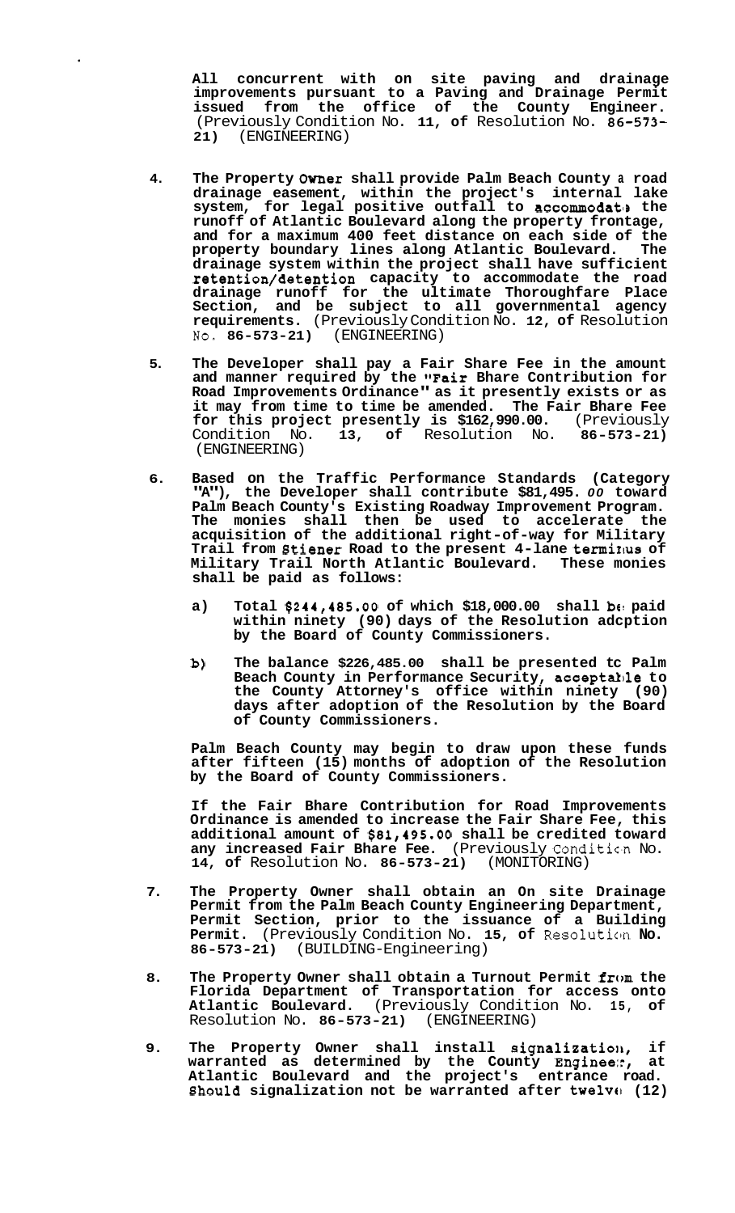**All concurrent with on site paving and drainage improvements pursuant to a Paving and Drainage Permit issued from the office of the County Engineer.** (Previously Condition No. **11, of** Resolution No. **86-573-21)** (ENGINEERING)

4. **The Property Owner shall provide Palm Beach County a road drainage easement, within the project's internal lake system, for legal positive outfall to accommodate the runoff of Atlantic Boulevard along the property frontage, and for a maximum 400 feet distance on each side of the property boundary lines along Atlantic Boulevard. The drainage system within the project shall have sufficient retention/detention capacity to accommodate the road drainage runoff for the ultimate Thoroughfare Place Section, and be subject to all governmental agency requirements.** (Previously Condition No. **12, of** Resolution No. **86-573-21)** (ENGINEERING)

5. **The Developer shall pay a Fair Share Fee in the amount and manner required by the "Fair Bhare Contribution for Road Improvements Ordinance" as it presently exists or as it may from time to time be amended. The Fair Bhare Fee for this project presently is $162,990.00.** (Previously Condition No. **13, of** Resolution No. **86-573-21)** (ENGINEERING)

6. **Based on the Traffic Performance Standards (Category "A"), the Developer shall contribute $81,495.** *00* **toward Palm Beach County's Existing Roadway Improvement Program. The monies shall then be used to accelerate the acquisition of the additional right-of-way for Military Trail from Stiener Road to the present 4-lane terminus of Military Trail North Atlantic Boulevard. These monies shall be paid as follows:**

   a) **Total $244,485.00 of which $18,000.00 shall be paid within ninety (90) days of the Resolution adcption by the Board of County Commissioners.**

   b) **The balance $226,485.00 shall be presented tc Palm Beach County in Performance Security, acceptable to the County Attorney's office within ninety (90) days after adoption of the Resolution by the Board of County Commissioners.**

   **Palm Beach County may begin to draw upon these funds after fifteen (15) months of adoption of the Resolution by the Board of County Commissioners.**

   **If the Fair Bhare Contribution for Road Improvements Ordinance is amended to increase the Fair Share Fee, this additional amount of $81,495.00 shall be credited toward any increased Fair Bhare Fee.** (Previously Condition No. **14, of** Resolution No. **86-573-21)** (MONITORING)

7. **The Property Owner shall obtain an On site Drainage Permit from the Palm Beach County Engineering Department, Permit Section, prior to the issuance of a Building Permit.** (Previously Condition No. **15, of** Resolution **No. 86-573-21)** (BUILDING-Engineering)

8. **The Property Owner shall obtain a Turnout Permit from the Florida Department of Transportation for access onto Atlantic Boulevard.** (Previously Condition No. **15, of** Resolution No. **86-573-21)** (ENGINEERING)

9. **The Property Owner shall install signalization, if warranted as determined by the County Engineer, at Atlantic Boulevard and the project's entrance road. Should signalization not be warranted after twelve (12)**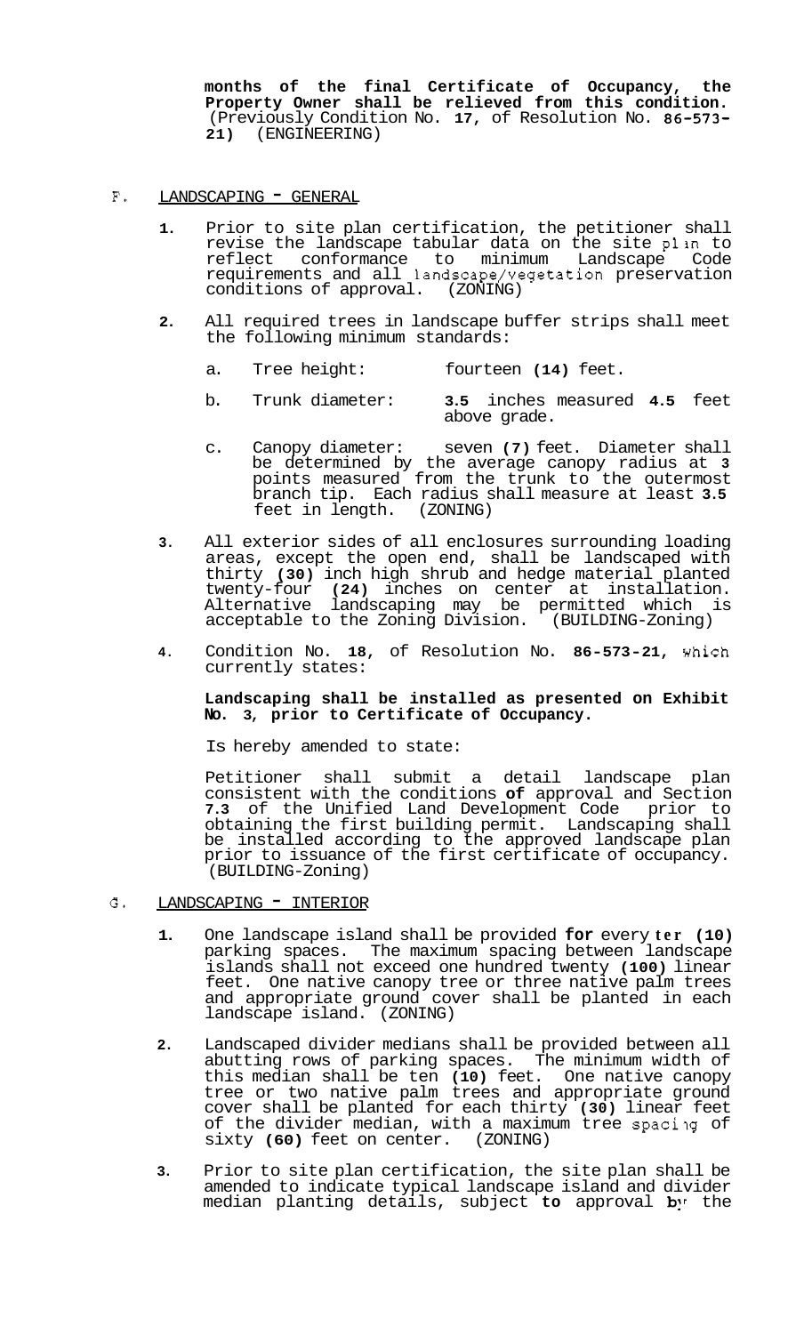**months of the final Certificate of Occupancy, the Property Owner shall be relieved from this condition.** (Previously Condition No. **17**, of Resolution No. **86-573-21)** (ENGINEERING)

F. LANDSCAPING - GENERAL

1. Prior to site plan certification, the petitioner shall revise the landscape tabular data on the site plan to reflect conformance to minimum Landscape Code requirements and all landscape/vegetation preservation conditions of approval. (ZONING)

2. All required trees in landscape buffer strips shall meet the following minimum standards:

   a. Tree height: fourteen **(14)** feet.

   b. Trunk diameter: **3.5** inches measured **4.5** feet above grade.

   c. Canopy diameter: seven **(7)** feet. Diameter shall be determined by the average canopy radius at **3** points measured from the trunk to the outermost branch tip. Each radius shall measure at least **3.5** feet in length. (ZONING)

3. All exterior sides of all enclosures surrounding loading areas, except the open end, shall be landscaped with thirty **(30)** inch high shrub and hedge material planted twenty-four **(24)** inches on center at installation. Alternative landscaping may be permitted which is acceptable to the Zoning Division. (BUILDING-Zoning)

4. Condition No. **18**, of Resolution No. **86-573-21**, which currently states:

   **Landscaping shall be installed as presented on Exhibit No. 3, prior to Certificate of Occupancy.**

   Is hereby amended to state:

   Petitioner shall submit a detail landscape plan consistent with the conditions **of** approval and Section **7.3** of the Unified Land Development Code prior to obtaining the first building permit. Landscaping shall be installed according to the approved landscape plan prior to issuance of the first certificate of occupancy. (BUILDING-Zoning)

G. LANDSCAPING - INTERIOR

1. One landscape island shall be provided **for** every **ten (10)** parking spaces. The maximum spacing between landscape islands shall not exceed one hundred twenty **(100)** linear feet. One native canopy tree or three native palm trees and appropriate ground cover shall be planted in each landscape island. (ZONING)

2. Landscaped divider medians shall be provided between all abutting rows of parking spaces. The minimum width of this median shall be ten **(10)** feet. One native canopy tree or two native palm trees and appropriate ground cover shall be planted for each thirty **(30)** linear feet of the divider median, with a maximum tree spacing of sixty **(60)** feet on center. (ZONING)

3. Prior to site plan certification, the site plan shall be amended to indicate typical landscape island and divider median planting details, subject **to** approval **by** the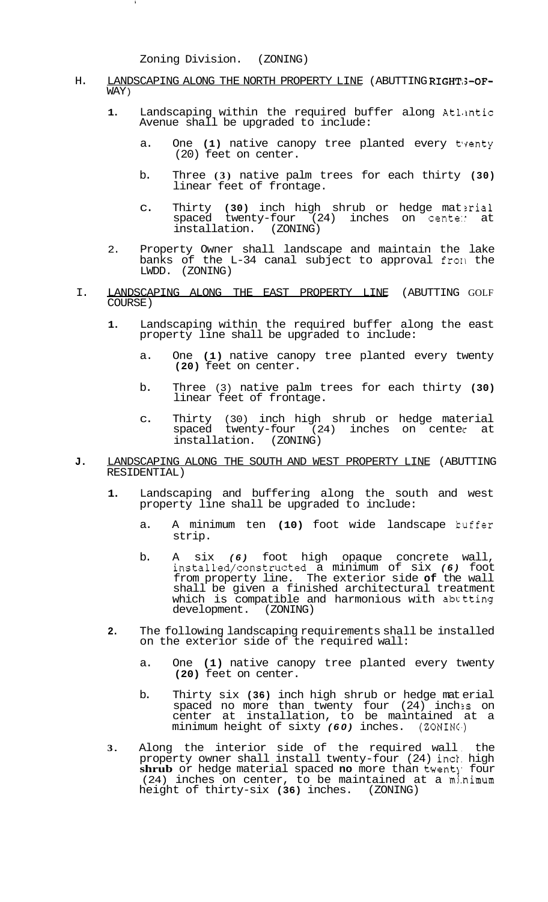Zoning Division. (ZONING)

H. LANDSCAPING ALONG THE NORTH PROPERTY LINE (ABUTTING RIGHTS-OF-WAY)

1. Landscaping within the required buffer along Atlantic Avenue shall be upgraded to include:

   a. One **(1)** native canopy tree planted every twenty (20) feet on center.

   b. Three **(3)** native palm trees for each thirty **(30)** linear feet of frontage.

   c. Thirty **(30)** inch high shrub or hedge material spaced twenty-four (24) inches on center at installation. (ZONING)

2. Property Owner shall landscape and maintain the lake banks of the L-34 canal subject to approval from the LWDD. (ZONING)

I. LANDSCAPING ALONG THE EAST PROPERTY LINE (ABUTTING GOLF COURSE)

1. Landscaping within the required buffer along the east property line shall be upgraded to include:

   a. One **(1)** native canopy tree planted every twenty **(20)** feet on center.

   b. Three (3) native palm trees for each thirty **(30)** linear feet of frontage.

   c. Thirty (30) inch high shrub or hedge material spaced twenty-four (24) inches on center at installation. (ZONING)

**J.** LANDSCAPING ALONG THE SOUTH AND WEST PROPERTY LINE (ABUTTING RESIDENTIAL)

1. Landscaping and buffering along the south and west property line shall be upgraded to include:

   a. A minimum ten **(10)** foot wide landscape buffer strip.

   b. A six ***(6)*** foot high opaque concrete wall, installed/constructed a minimum of six ***(6)*** foot from property line. The exterior side **of** the wall shall be given a finished architectural treatment which is compatible and harmonious with abutting development. (ZONING)

2. The following landscaping requirements shall be installed on the exterior side of the required wall:

   a. One **(1)** native canopy tree planted every twenty **(20)** feet on center.

   b. Thirty six **(36)** inch high shrub or hedge material spaced no more than twenty four (24) inches on center at installation, to be maintained at a minimum height of sixty ***(60)*** inches. (ZONING)

3. Along the interior side of the required wall the property owner shall install twenty-four (24) inch high **shrub** or hedge material spaced **no** more than twenty four (24) inches on center, to be maintained at a minimum height of thirty-six **(36)** inches. (ZONING)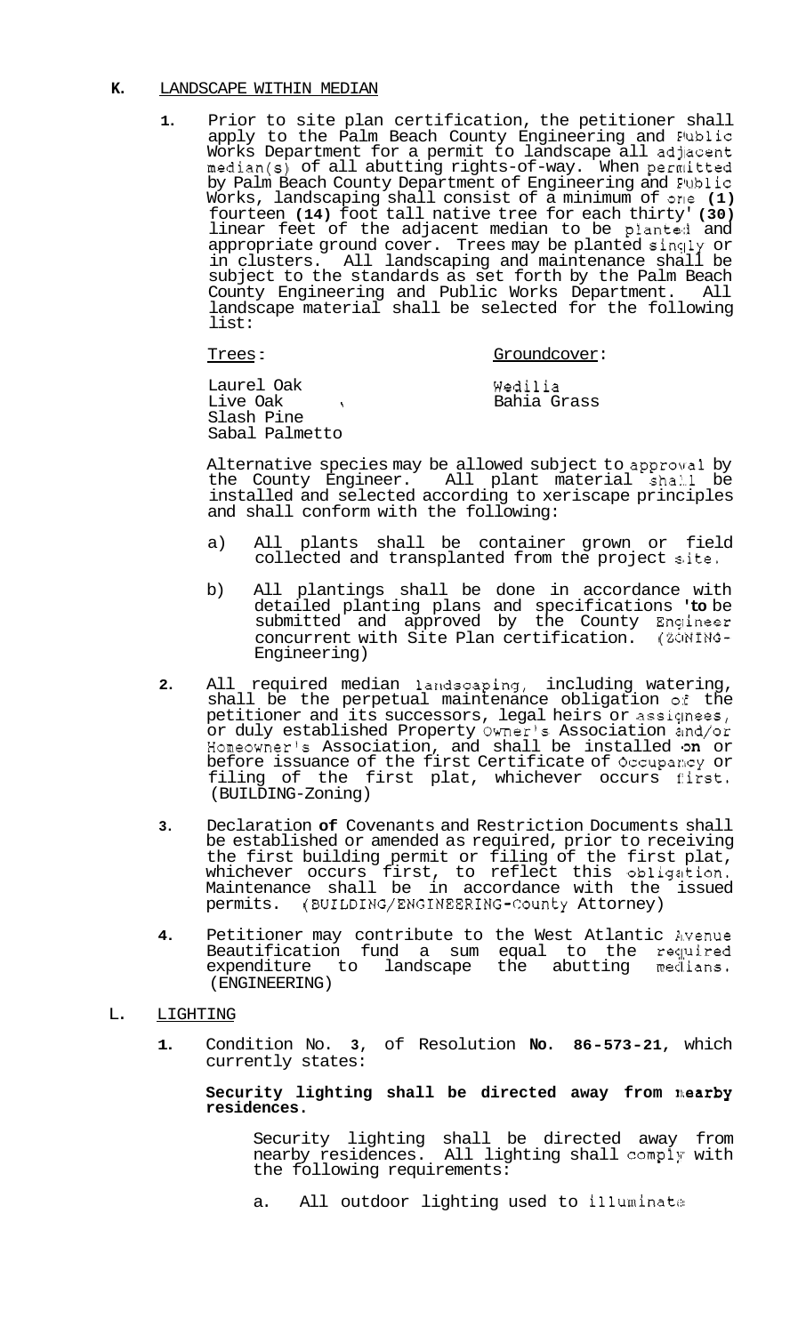**K.** LANDSCAPE WITHIN MEDIAN

**1.** Prior to site plan certification, the petitioner shall apply to the Palm Beach County Engineering and Public Works Department for a permit to landscape all adjacent median(s) of all abutting rights-of-way. When permitted by Palm Beach County Department of Engineering and Public Works, landscaping shall consist of a minimum of one **(1)** fourteen **(14)** foot tall native tree for each thirty' **(30)** linear feet of the adjacent median to be planted and appropriate ground cover. Trees may be planted singly or in clusters. All landscaping and maintenance shall be subject to the standards as set forth by the Palm Beach County Engineering and Public Works Department. All landscape material shall be selected for the following list:

| Trees: | Groundcover: |
|---|---|
| Laurel Oak | Wedilia |
| Live Oak | Bahia Grass |
| Slash Pine | |
| Sabal Palmetto | |

Alternative species may be allowed subject to approval by the County Engineer. All plant material shall be installed and selected according to xeriscape principles and shall conform with the following:

a) All plants shall be container grown or field collected and transplanted from the project site.

b) All plantings shall be done in accordance with detailed planting plans and specifications 'to be submitted and approved by the County Engineer concurrent with Site Plan certification. (ZONING-Engineering)

**2.** All required median landscaping, including watering, shall be the perpetual maintenance obligation of the petitioner and its successors, legal heirs or assignees, or duly established Property Owner's Association and/or Homeowner's Association, and shall be installed on or before issuance of the first Certificate of Occupancy or filing of the first plat, whichever occurs first. (BUILDING-Zoning)

**3.** Declaration **of** Covenants and Restriction Documents shall be established or amended as required, prior to receiving the first building permit or filing of the first plat, whichever occurs first, to reflect this obligation. Maintenance shall be in accordance with the issued permits. (BUILDING/ENGINEERING-County Attorney)

**4.** Petitioner may contribute to the West Atlantic Avenue Beautification fund a sum equal to the required expenditure to landscape the abutting medians. (ENGINEERING)

L. LIGHTING

**1.** Condition No. **3**, of Resolution **No. 86-573-21**, which currently states:

**Security lighting shall be directed away from nearby residences.**

Security lighting shall be directed away from nearby residences. All lighting shall comply with the following requirements:

a. All outdoor lighting used to illuminate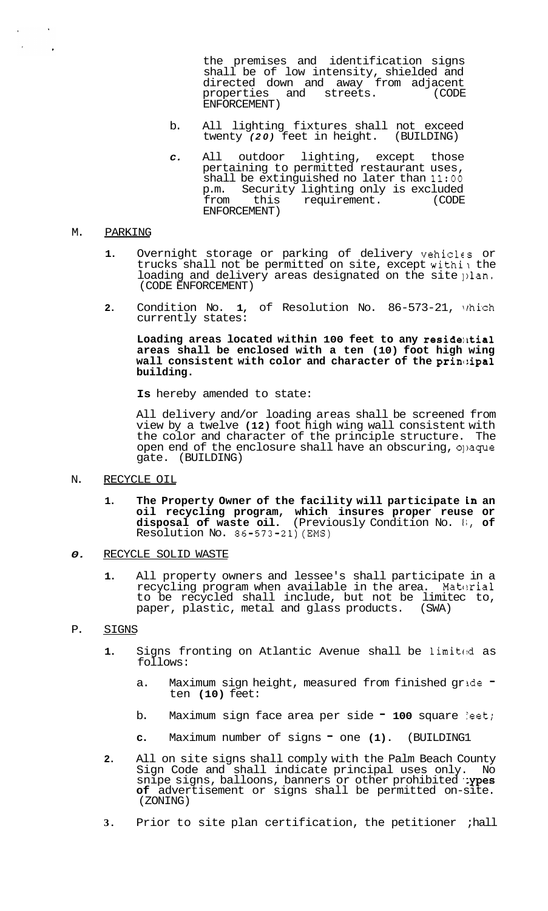the premises and identification signs shall be of low intensity, shielded and directed down and away from adjacent properties and streets. (CODE ENFORCEMENT)

b. All lighting fixtures shall not exceed twenty *(20)* feet in height. (BUILDING)

*c.* All outdoor lighting, except those pertaining to permitted restaurant uses, shall be extinguished no later than 11:00 p.m. Security lighting only is excluded from this requirement. (CODE ENFORCEMENT)

M. <u>PARKING</u>

**1.** Overnight storage or parking of delivery vehicles or trucks shall not be permitted on site, except within the loading and delivery areas designated on the site plan. (CODE ENFORCEMENT)

**2.** Condition No. **1**, of Resolution No. 86-573-21, which currently states:

**Loading areas located within 100 feet to any residential areas shall be enclosed with a ten (10) foot high wing wall consistent with color and character of the principal building.**

**Is** hereby amended to state:

All delivery and/or loading areas shall be screened from view by a twelve **(12)** foot high wing wall consistent with the color and character of the principle structure. The open end of the enclosure shall have an obscuring, opaque gate. (BUILDING)

N. <u>RECYCLE OIL</u>

**1.** **The Property Owner of the facility will participate in an oil recycling program, which insures proper reuse or disposal of waste oil.** (Previously Condition No. 8, **of** Resolution No. 86-573-21) (EMS)

*O.* <u>RECYCLE SOLID WASTE</u>

**1.** All property owners and lessee's shall participate in a recycling program when available in the area. Material to be recycled shall include, but not be limited to, paper, plastic, metal and glass products. (SWA)

P. <u>SIGNS</u>

**1.** Signs fronting on Atlantic Avenue shall be limited as follows:

a. Maximum sign height, measured from finished grade - ten **(10)** feet:

b. Maximum sign face area per side - **100** square feet;

**c.** Maximum number of signs - one **(1)**. (BUILDING)

**2.** All on site signs shall comply with the Palm Beach County Sign Code and shall indicate principal uses only. No snipe signs, balloons, banners or other prohibited **types of** advertisement or signs shall be permitted on-site. (ZONING)

**3.** Prior to site plan certification, the petitioner shall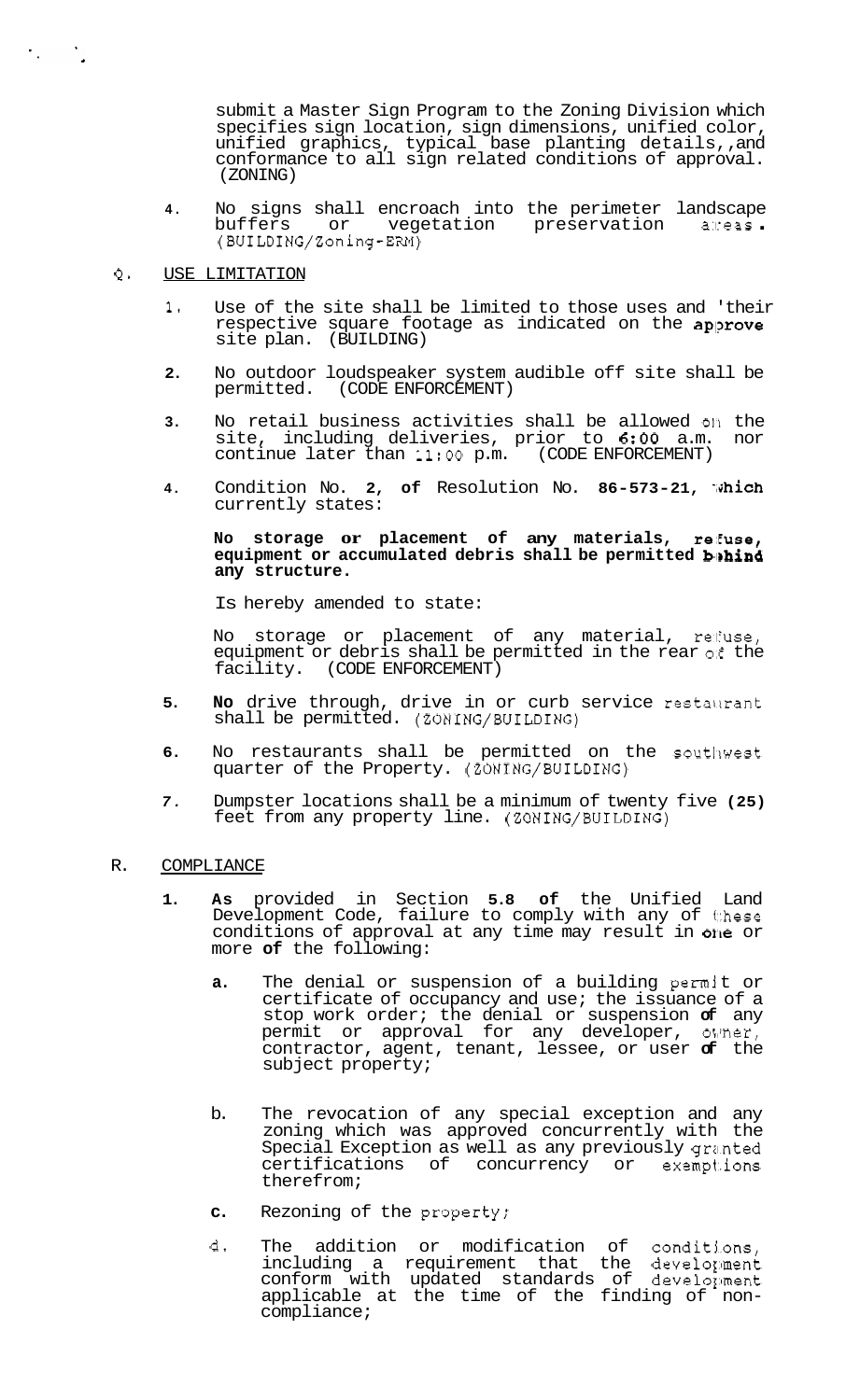submit a Master Sign Program to the Zoning Division which specifies sign location, sign dimensions, unified color, unified graphics, typical base planting details,,and conformance to all sign related conditions of approval. (ZONING)

4. No signs shall encroach into the perimeter landscape buffers or vegetation preservation areas. (BUILDING/Zoning-ERM)

Q. USE LIMITATION

1. Use of the site shall be limited to those uses and 'their respective square footage as indicated on the approve site plan. (BUILDING)

2. No outdoor loudspeaker system audible off site shall be permitted. (CODE ENFORCEMENT)

3. No retail business activities shall be allowed on the site, including deliveries, prior to 6:00 a.m. nor continue later than 11:00 p.m. (CODE ENFORCEMENT)

4. Condition No. **2, of** Resolution No. **86-573-21**, **which** currently states:

   **No storage or placement of any materials, refuse, equipment or accumulated debris shall be permitted behind any structure.**

   Is hereby amended to state:

   No storage or placement of any material, refuse, equipment or debris shall be permitted in the rear of the facility. (CODE ENFORCEMENT)

5. **No** drive through, drive in or curb service restaurant shall be permitted. (ZONING/BUILDING)

6. No restaurants shall be permitted on the southwest quarter of the Property. (ZONING/BUILDING)

7. Dumpster locations shall be a minimum of twenty five **(25)** feet from any property line. (ZONING/BUILDING)

R. COMPLIANCE

1. **As** provided in Section **5.8 of** the Unified Land Development Code, failure to comply with any of these conditions of approval at any time may result in one or more **of** the following:

   a. The denial or suspension of a building permit or certificate of occupancy and use; the issuance of a stop work order; the denial or suspension **of** any permit or approval for any developer, owner, contractor, agent, tenant, lessee, or user **of** the subject property;

   b. The revocation of any special exception and any zoning which was approved concurrently with the Special Exception as well as any previously granted certifications of concurrency or exemptions therefrom;

   c. Rezoning of the property;

   d. The addition or modification of conditions, including a requirement that the development conform with updated standards of development applicable at the time of the finding of non-compliance;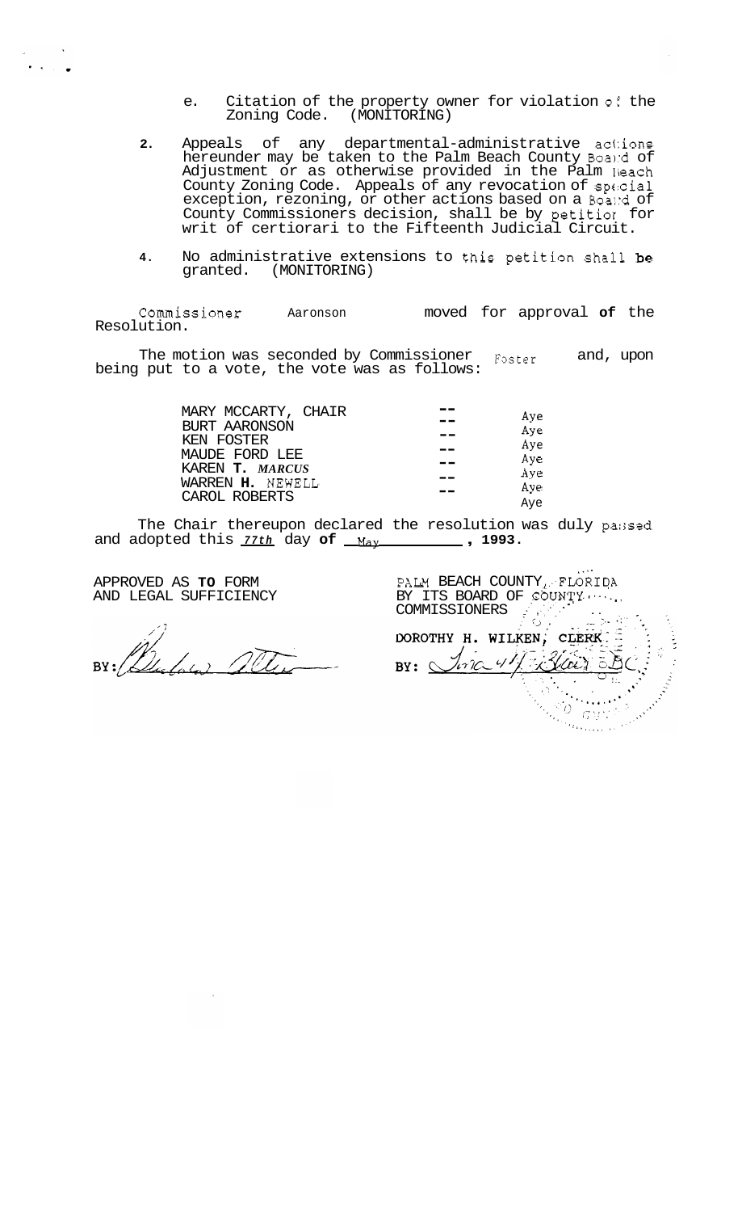e. Citation of the property owner for violation of the Zoning Code. (MONITORING)

2. Appeals of any departmental-administrative actions hereunder may be taken to the Palm Beach County Board of Adjustment or as otherwise provided in the Palm Beach County Zoning Code. Appeals of any revocation of special exception, rezoning, or other actions based on a Board of County Commissioners decision, shall be by petition for writ of certiorari to the Fifteenth Judicial Circuit.

4. No administrative extensions to this petition shall be granted. (MONITORING)

Commissioner Aaronson moved for approval **of** the Resolution.

The motion was seconded by Commissioner Foster and, upon being put to a vote, the vote was as follows:

| | | |
|---|---|---|
| MARY MCCARTY, CHAIR | -- | Aye |
| BURT AARONSON | -- | Aye |
| KEN FOSTER | -- | Aye |
| MAUDE FORD LEE | -- | Aye |
| KAREN **T.** *MARCUS* | -- | Aye |
| WARREN **H.** NEWELL | -- | Aye |
| CAROL ROBERTS | -- | Aye |

The Chair thereupon declared the resolution was duly passed and adopted this ***77th*** day **of** May, **1993.**

APPROVED AS **TO** FORM
AND LEGAL SUFFICIENCY

BY: [signature]

PALM BEACH COUNTY, FLORIDA
BY ITS BOARD OF COUNTY
COMMISSIONERS

**DOROTHY H. WILKEN, CLERK**

**BY:** [signature]